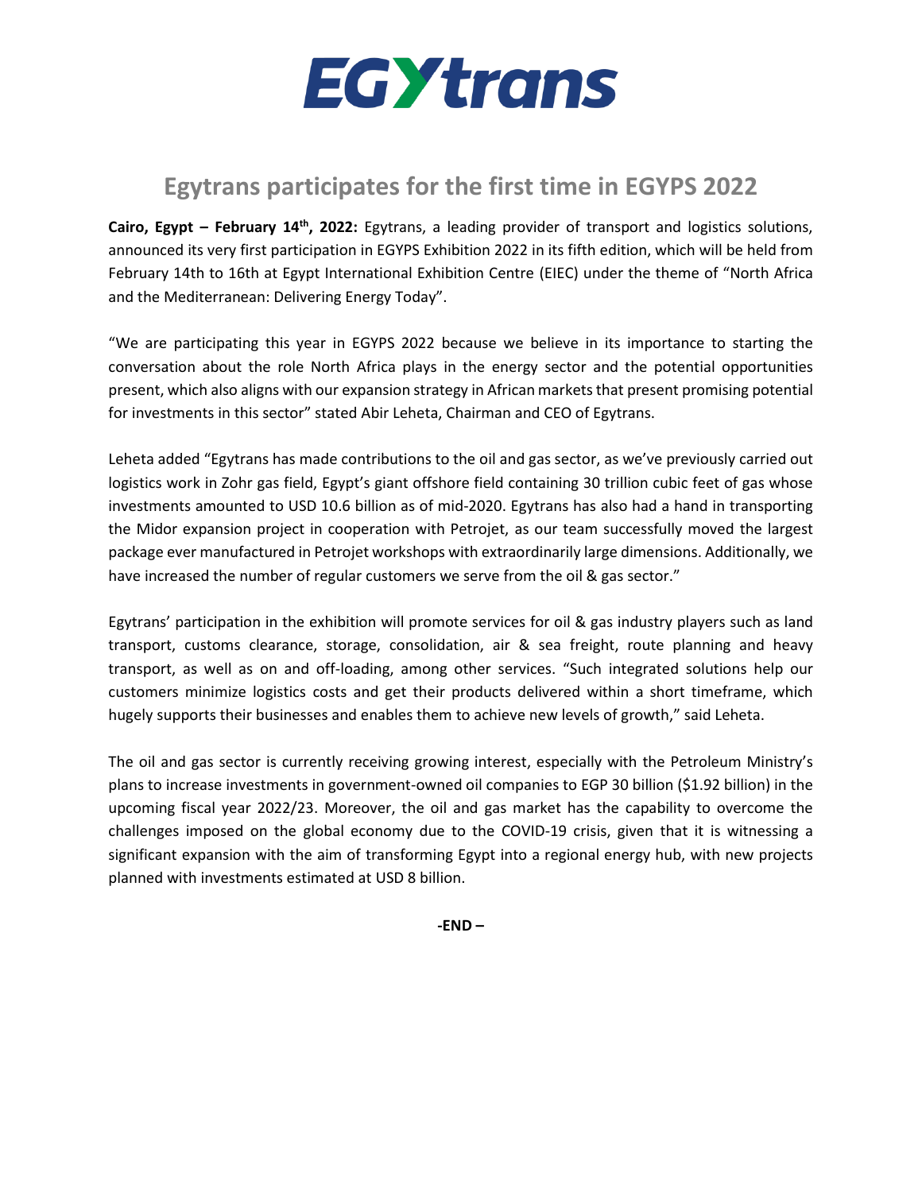EGYtrans

# Egytrans participates for the first time in EGYPS 2022

**Cairo, Egypt – February 14th, 2022:** Egytrans, a leading provider of transport and logistics solutions, announced its very first participation in EGYPS Exhibition 2022 in its fifth edition, which will be held from February 14th to 16th at Egypt International Exhibition Centre (EIEC) under the theme of "North Africa and the Mediterranean: Delivering Energy Today".

"We are participating this year in EGYPS 2022 because we believe in its importance to starting the conversation about the role North Africa plays in the energy sector and the potential opportunities present, which also aligns with our expansion strategy in African markets that present promising potential for investments in this sector" stated Abir Leheta, Chairman and CEO of Egytrans.

Leheta added "Egytrans has made contributions to the oil and gas sector, as we've previously carried out logistics work in Zohr gas field, Egypt's giant offshore field containing 30 trillion cubic feet of gas whose investments amounted to USD 10.6 billion as of mid-2020. Egytrans has also had a hand in transporting the Midor expansion project in cooperation with Petrojet, as our team successfully moved the largest package ever manufactured in Petrojet workshops with extraordinarily large dimensions. Additionally, we have increased the number of regular customers we serve from the oil & gas sector."

Egytrans' participation in the exhibition will promote services for oil & gas industry players such as land transport, customs clearance, storage, consolidation, air & sea freight, route planning and heavy transport, as well as on and off-loading, among other services. "Such integrated solutions help our customers minimize logistics costs and get their products delivered within a short timeframe, which hugely supports their businesses and enables them to achieve new levels of growth," said Leheta.

The oil and gas sector is currently receiving growing interest, especially with the Petroleum Ministry's plans to increase investments in government-owned oil companies to EGP 30 billion ($1.92 billion) in the upcoming fiscal year 2022/23. Moreover, the oil and gas market has the capability to overcome the challenges imposed on the global economy due to the COVID-19 crisis, given that it is witnessing a significant expansion with the aim of transforming Egypt into a regional energy hub, with new projects planned with investments estimated at USD 8 billion.

**-END –**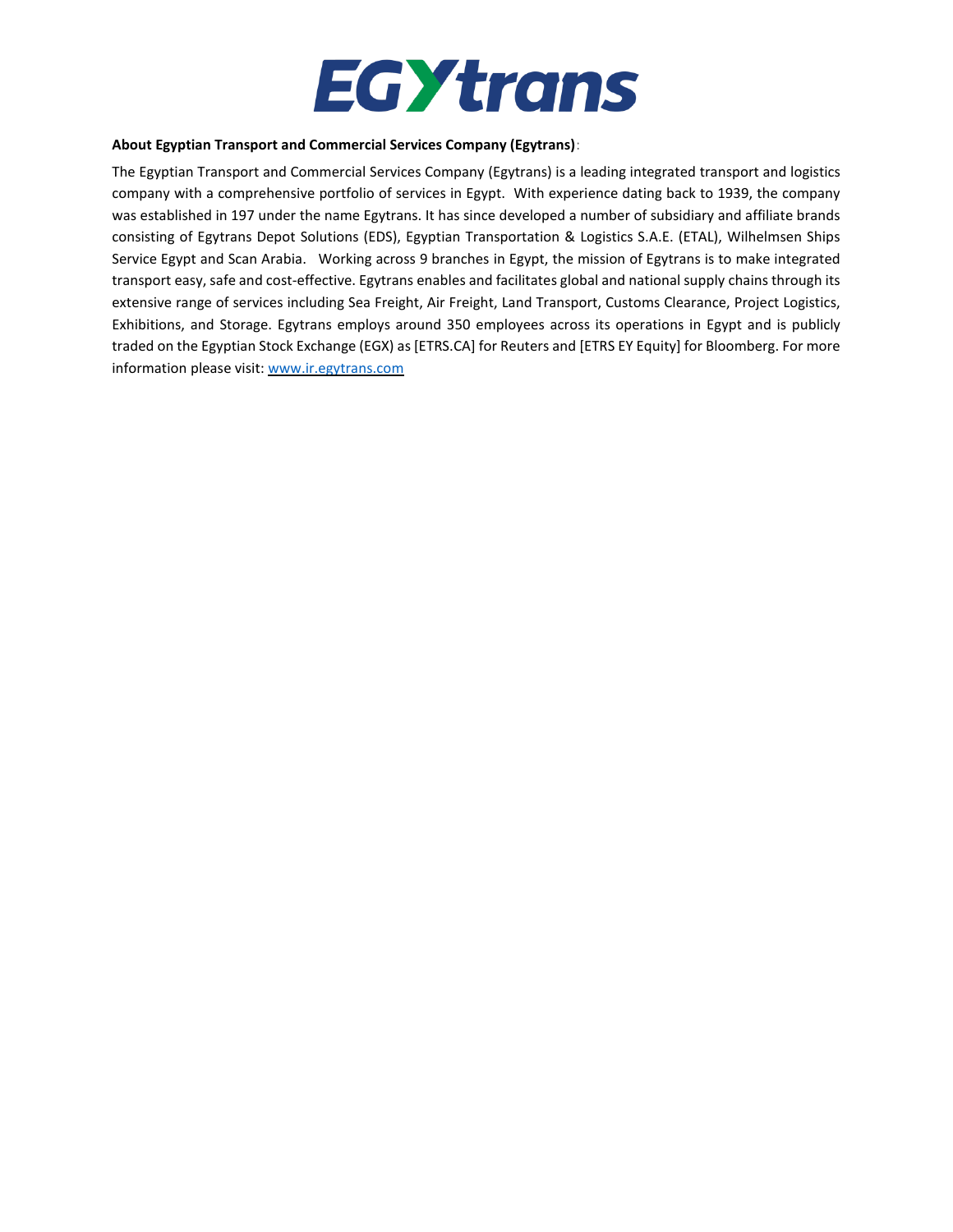**About Egyptian Transport and Commercial Services Company (Egytrans)**:

The Egyptian Transport and Commercial Services Company (Egytrans) is a leading integrated transport and logistics company with a comprehensive portfolio of services in Egypt. With experience dating back to 1939, the company was established in 197 under the name Egytrans. It has since developed a number of subsidiary and affiliate brands consisting of Egytrans Depot Solutions (EDS), Egyptian Transportation & Logistics S.A.E. (ETAL), Wilhelmsen Ships Service Egypt and Scan Arabia. Working across 9 branches in Egypt, the mission of Egytrans is to make integrated transport easy, safe and cost-effective. Egytrans enables and facilitates global and national supply chains through its extensive range of services including Sea Freight, Air Freight, Land Transport, Customs Clearance, Project Logistics, Exhibitions, and Storage. Egytrans employs around 350 employees across its operations in Egypt and is publicly traded on the Egyptian Stock Exchange (EGX) as [ETRS.CA] for Reuters and [ETRS EY Equity] for Bloomberg. For more information please visit: www.ir.egytrans.com